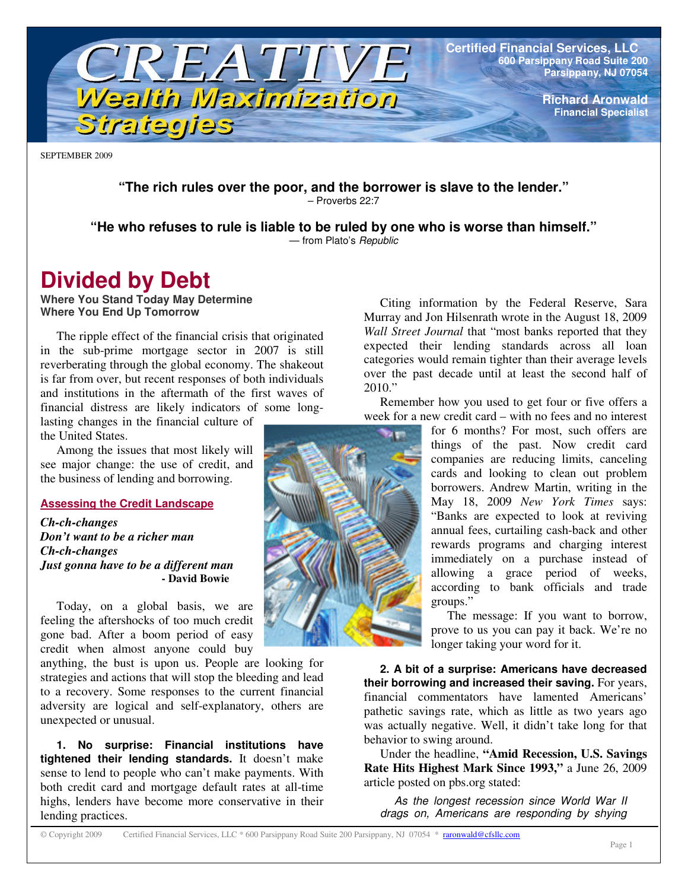# CREATIVE Wealth Maximization Strategies

**Certified Financial Services, LLC**
600 Parsippany Road Suite 200
Parsippany, NJ 07054

**Richard Aronwald**
Financial Specialist

SEPTEMBER 2009

**"The rich rules over the poor, and the borrower is slave to the lender."**
– Proverbs 22:7

**"He who refuses to rule is liable to be ruled by one who is worse than himself."**
— from Plato's *Republic*

# Divided by Debt

**Where You Stand Today May Determine Where You End Up Tomorrow**

The ripple effect of the financial crisis that originated in the sub-prime mortgage sector in 2007 is still reverberating through the global economy. The shakeout is far from over, but recent responses of both individuals and institutions in the aftermath of the first waves of financial distress are likely indicators of some long-lasting changes in the financial culture of the United States.

Among the issues that most likely will see major change: the use of credit, and the business of lending and borrowing.

## Assessing the Credit Landscape

***Ch-ch-changes***
***Don't want to be a richer man***
***Ch-ch-changes***
***Just gonna have to be a different man***
**- David Bowie**

Today, on a global basis, we are feeling the aftershocks of too much credit gone bad. After a boom period of easy credit when almost anyone could buy anything, the bust is upon us. People are looking for strategies and actions that will stop the bleeding and lead to a recovery. Some responses to the current financial adversity are logical and self-explanatory, others are unexpected or unusual.

**1. No surprise: Financial institutions have tightened their lending standards.** It doesn't make sense to lend to people who can't make payments. With both credit card and mortgage default rates at all-time highs, lenders have become more conservative in their lending practices.

Citing information by the Federal Reserve, Sara Murray and Jon Hilsenrath wrote in the August 18, 2009 *Wall Street Journal* that "most banks reported that they expected their lending standards across all loan categories would remain tighter than their average levels over the past decade until at least the second half of 2010."

Remember how you used to get four or five offers a week for a new credit card – with no fees and no interest for 6 months? For most, such offers are things of the past. Now credit card companies are reducing limits, canceling cards and looking to clean out problem borrowers. Andrew Martin, writing in the May 18, 2009 *New York Times* says: "Banks are expected to look at reviving annual fees, curtailing cash-back and other rewards programs and charging interest immediately on a purchase instead of allowing a grace period of weeks, according to bank officials and trade groups."

The message: If you want to borrow, prove to us you can pay it back. We're no longer taking your word for it.

**2. A bit of a surprise: Americans have decreased their borrowing and increased their saving.** For years, financial commentators have lamented Americans' pathetic savings rate, which as little as two years ago was actually negative. Well, it didn't take long for that behavior to swing around.

Under the headline, **"Amid Recession, U.S. Savings Rate Hits Highest Mark Since 1993,"** a June 26, 2009 article posted on pbs.org stated:

> *As the longest recession since World War II drags on, Americans are responding by shying*

© Copyright 2009 Certified Financial Services, LLC * 600 Parsippany Road Suite 200 Parsippany, NJ 07054 * raronwald@cfsllc.com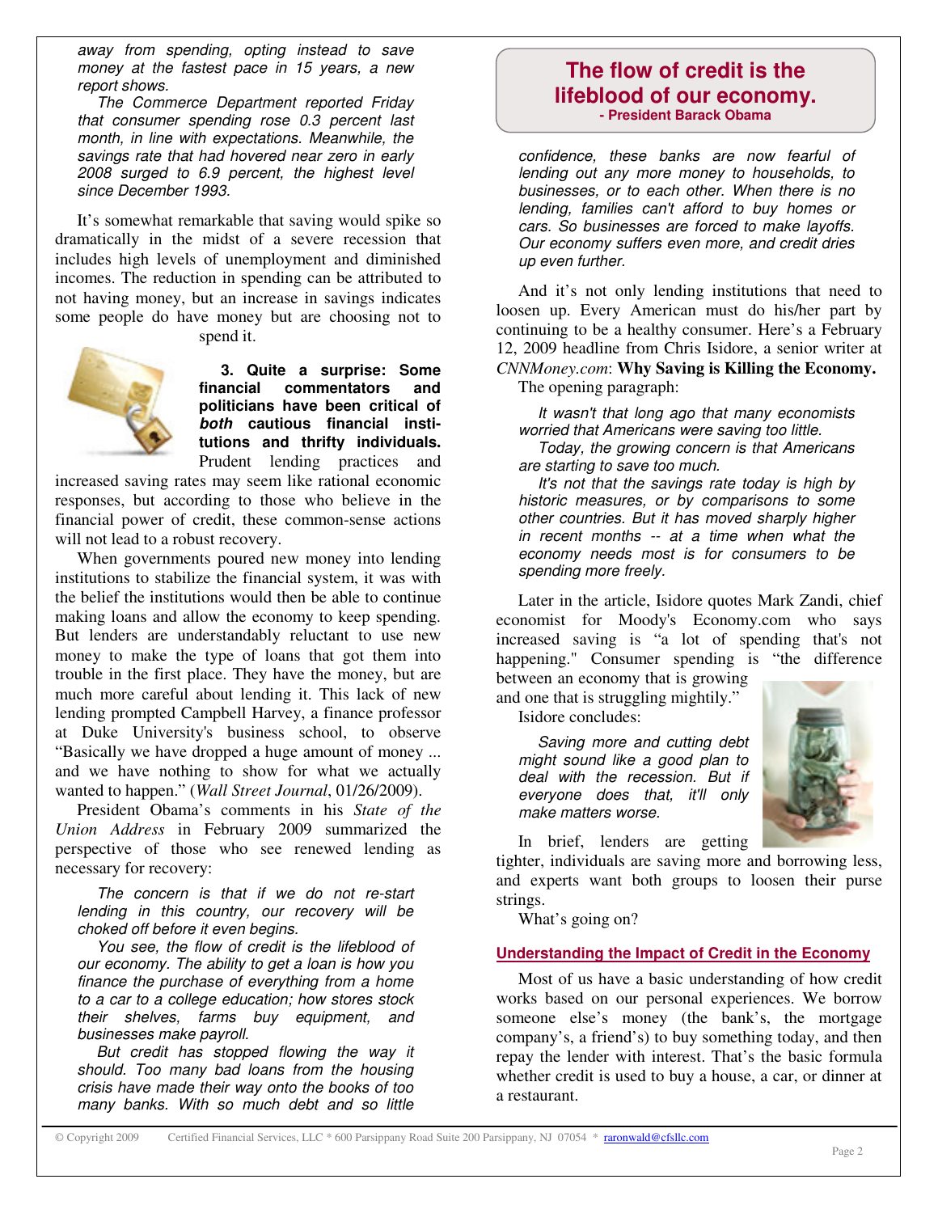*away from spending, opting instead to save money at the fastest pace in 15 years, a new report shows.*

*The Commerce Department reported Friday that consumer spending rose 0.3 percent last month, in line with expectations. Meanwhile, the savings rate that had hovered near zero in early 2008 surged to 6.9 percent, the highest level since December 1993.*

It's somewhat remarkable that saving would spike so dramatically in the midst of a severe recession that includes high levels of unemployment and diminished incomes. The reduction in spending can be attributed to not having money, but an increase in savings indicates some people do have money but are choosing not to spend it.

**3. Quite a surprise: Some financial commentators and politicians have been critical of *both* cautious financial institutions and thrifty individuals.** Prudent lending practices and increased saving rates may seem like rational economic responses, but according to those who believe in the financial power of credit, these common-sense actions will not lead to a robust recovery.

When governments poured new money into lending institutions to stabilize the financial system, it was with the belief the institutions would then be able to continue making loans and allow the economy to keep spending. But lenders are understandably reluctant to use new money to make the type of loans that got them into trouble in the first place. They have the money, but are much more careful about lending it. This lack of new lending prompted Campbell Harvey, a finance professor at Duke University's business school, to observe "Basically we have dropped a huge amount of money ... and we have nothing to show for what we actually wanted to happen." (*Wall Street Journal*, 01/26/2009).

President Obama's comments in his *State of the Union Address* in February 2009 summarized the perspective of those who see renewed lending as necessary for recovery:

*The concern is that if we do not re-start lending in this country, our recovery will be choked off before it even begins.*

*You see, the flow of credit is the lifeblood of our economy. The ability to get a loan is how you finance the purchase of everything from a home to a car to a college education; how stores stock their shelves, farms buy equipment, and businesses make payroll.*

*But credit has stopped flowing the way it should. Too many bad loans from the housing crisis have made their way onto the books of too many banks. With so much debt and so little confidence, these banks are now fearful of lending out any more money to households, to businesses, or to each other. When there is no lending, families can't afford to buy homes or cars. So businesses are forced to make layoffs. Our economy suffers even more, and credit dries up even further.*

> **The flow of credit is the lifeblood of our economy.**
> **- President Barack Obama**

And it's not only lending institutions that need to loosen up. Every American must do his/her part by continuing to be a healthy consumer. Here's a February 12, 2009 headline from Chris Isidore, a senior writer at *CNNMoney.com*: **Why Saving is Killing the Economy.** The opening paragraph:

*It wasn't that long ago that many economists worried that Americans were saving too little.*

*Today, the growing concern is that Americans are starting to save too much.*

*It's not that the savings rate today is high by historic measures, or by comparisons to some other countries. But it has moved sharply higher in recent months -- at a time when what the economy needs most is for consumers to be spending more freely.*

Later in the article, Isidore quotes Mark Zandi, chief economist for Moody's Economy.com who says increased saving is "a lot of spending that's not happening." Consumer spending is "the difference between an economy that is growing and one that is struggling mightily."

Isidore concludes:

*Saving more and cutting debt might sound like a good plan to deal with the recession. But if everyone does that, it'll only make matters worse.*

In brief, lenders are getting tighter, individuals are saving more and borrowing less, and experts want both groups to loosen their purse strings.

What's going on?

### Understanding the Impact of Credit in the Economy

Most of us have a basic understanding of how credit works based on our personal experiences. We borrow someone else's money (the bank's, the mortgage company's, a friend's) to buy something today, and then repay the lender with interest. That's the basic formula whether credit is used to buy a house, a car, or dinner at a restaurant.

© Copyright 2009 Certified Financial Services, LLC * 600 Parsippany Road Suite 200 Parsippany, NJ 07054 * raronwald@cfsllc.com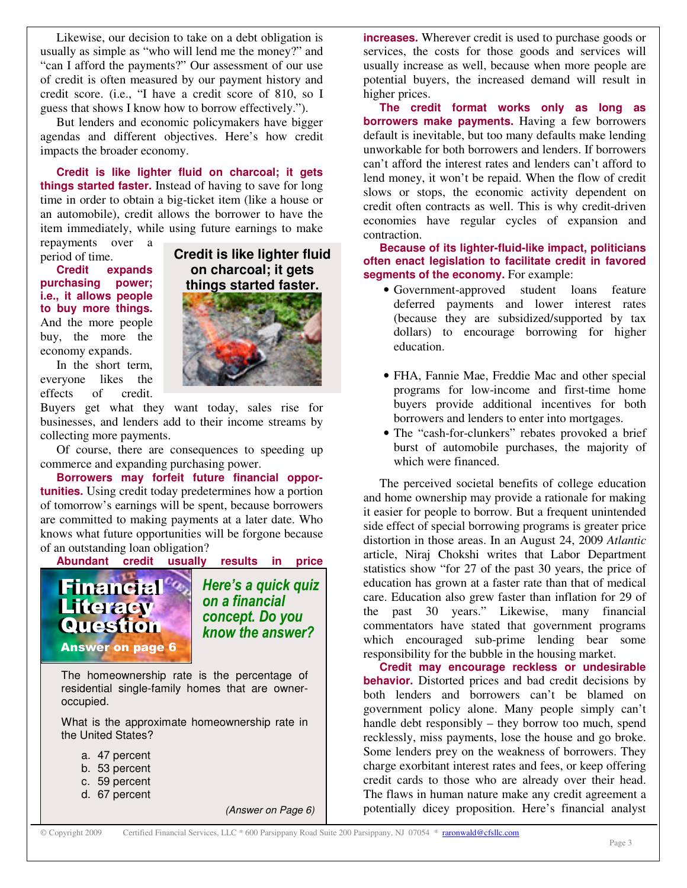Likewise, our decision to take on a debt obligation is usually as simple as "who will lend me the money?" and "can I afford the payments?" Our assessment of our use of credit is often measured by our payment history and credit score. (i.e., "I have a credit score of 810, so I guess that shows I know how to borrow effectively.").

But lenders and economic policymakers have bigger agendas and different objectives. Here's how credit impacts the broader economy.

**Credit is like lighter fluid on charcoal; it gets things started faster.** Instead of having to save for long time in order to obtain a big-ticket item (like a house or an automobile), credit allows the borrower to have the item immediately, while using future earnings to make repayments over a period of time.

**Credit is like lighter fluid on charcoal; it gets things started faster.**

**Credit expands purchasing power; i.e., it allows people to buy more things.** And the more people buy, the more the economy expands.

In the short term, everyone likes the effects of credit. Buyers get what they want today, sales rise for businesses, and lenders add to their income streams by collecting more payments.

Of course, there are consequences to speeding up commerce and expanding purchasing power.

**Borrowers may forfeit future financial opportunities.** Using credit today predetermines how a portion of tomorrow's earnings will be spent, because borrowers are committed to making payments at a later date. Who knows what future opportunities will be forgone because of an outstanding loan obligation?

**Abundant credit usually results in price increases.** Wherever credit is used to purchase goods or services, the costs for those goods and services will usually increase as well, because when more people are potential buyers, the increased demand will result in higher prices.

**The credit format works only as long as borrowers make payments.** Having a few borrowers default is inevitable, but too many defaults make lending unworkable for both borrowers and lenders. If borrowers can't afford the interest rates and lenders can't afford to lend money, it won't be repaid. When the flow of credit slows or stops, the economic activity dependent on credit often contracts as well. This is why credit-driven economies have regular cycles of expansion and contraction.

**Because of its lighter-fluid-like impact, politicians often enact legislation to facilitate credit in favored segments of the economy.** For example:

- Government-approved student loans feature deferred payments and lower interest rates (because they are subsidized/supported by tax dollars) to encourage borrowing for higher education.
- FHA, Fannie Mae, Freddie Mac and other special programs for low-income and first-time home buyers provide additional incentives for both borrowers and lenders to enter into mortgages.
- The "cash-for-clunkers" rebates provoked a brief burst of automobile purchases, the majority of which were financed.

The perceived societal benefits of college education and home ownership may provide a rationale for making it easier for people to borrow. But a frequent unintended side effect of special borrowing programs is greater price distortion in those areas. In an August 24, 2009 *Atlantic* article, Niraj Chokshi writes that Labor Department statistics show "for 27 of the past 30 years, the price of education has grown at a faster rate than that of medical care. Education also grew faster than inflation for 29 of the past 30 years." Likewise, many financial commentators have stated that government programs which encouraged sub-prime lending bear some responsibility for the bubble in the housing market.

**Credit may encourage reckless or undesirable behavior.** Distorted prices and bad credit decisions by both lenders and borrowers can't be blamed on government policy alone. Many people simply can't handle debt responsibly – they borrow too much, spend recklessly, miss payments, lose the house and go broke. Some lenders prey on the weakness of borrowers. They charge exorbitant interest rates and fees, or keep offering credit cards to those who are already over their head. The flaws in human nature make any credit agreement a potentially dicey proposition. Here's financial analyst

---

**Financial Literacy Question**
Answer on page 6

***Here's a quick quiz on a financial concept. Do you know the answer?***

The homeownership rate is the percentage of residential single-family homes that are owner-occupied.

What is the approximate homeownership rate in the United States?

a. 47 percent
b. 53 percent
c. 59 percent
d. 67 percent

*(Answer on Page 6)*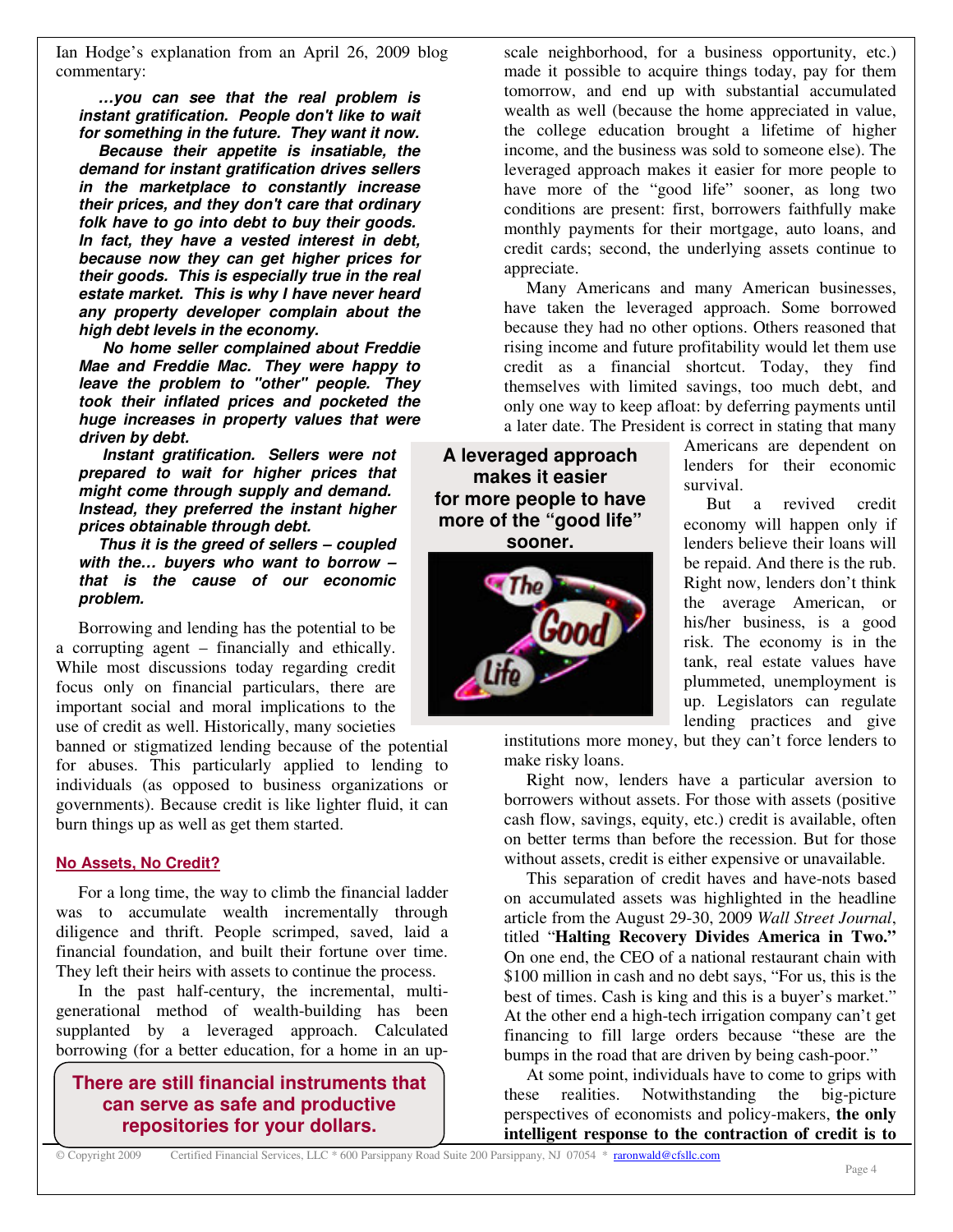Ian Hodge's explanation from an April 26, 2009 blog commentary:

> ***…you can see that the real problem is instant gratification. People don't like to wait for something in the future. They want it now.***
>
> ***Because their appetite is insatiable, the demand for instant gratification drives sellers in the marketplace to constantly increase their prices, and they don't care that ordinary folk have to go into debt to buy their goods. In fact, they have a vested interest in debt, because now they can get higher prices for their goods. This is especially true in the real estate market. This is why I have never heard any property developer complain about the high debt levels in the economy.***
>
> ***No home seller complained about Freddie Mae and Freddie Mac. They were happy to leave the problem to "other" people. They took their inflated prices and pocketed the huge increases in property values that were driven by debt.***
>
> ***Instant gratification. Sellers were not prepared to wait for higher prices that might come through supply and demand. Instead, they preferred the instant higher prices obtainable through debt.***
>
> ***Thus it is the greed of sellers – coupled with the… buyers who want to borrow – that is the cause of our economic problem.***

Borrowing and lending has the potential to be a corrupting agent – financially and ethically. While most discussions today regarding credit focus only on financial particulars, there are important social and moral implications to the use of credit as well. Historically, many societies banned or stigmatized lending because of the potential for abuses. This particularly applied to lending to individuals (as opposed to business organizations or governments). Because credit is like lighter fluid, it can burn things up as well as get them started.

## No Assets, No Credit?

For a long time, the way to climb the financial ladder was to accumulate wealth incrementally through diligence and thrift. People scrimped, saved, laid a financial foundation, and built their fortune over time. They left their heirs with assets to continue the process.

In the past half-century, the incremental, multi-generational method of wealth-building has been supplanted by a leveraged approach. Calculated borrowing (for a better education, for a home in an up-scale neighborhood, for a business opportunity, etc.) made it possible to acquire things today, pay for them tomorrow, and end up with substantial accumulated wealth as well (because the home appreciated in value, the college education brought a lifetime of higher income, and the business was sold to someone else). The leveraged approach makes it easier for more people to have more of the "good life" sooner, as long two conditions are present: first, borrowers faithfully make monthly payments for their mortgage, auto loans, and credit cards; second, the underlying assets continue to appreciate.

**There are still financial instruments that can serve as safe and productive repositories for your dollars.**

Many Americans and many American businesses, have taken the leveraged approach. Some borrowed because they had no other options. Others reasoned that rising income and future profitability would let them use credit as a financial shortcut. Today, they find themselves with limited savings, too much debt, and only one way to keep afloat: by deferring payments until a later date. The President is correct in stating that many Americans are dependent on lenders for their economic survival.

**A leveraged approach makes it easier for more people to have more of the "good life" sooner.**

But a revived credit economy will happen only if lenders believe their loans will be repaid. And there is the rub. Right now, lenders don't think the average American, or his/her business, is a good risk. The economy is in the tank, real estate values have plummeted, unemployment is up. Legislators can regulate lending practices and give institutions more money, but they can't force lenders to make risky loans.

Right now, lenders have a particular aversion to borrowers without assets. For those with assets (positive cash flow, savings, equity, etc.) credit is available, often on better terms than before the recession. But for those without assets, credit is either expensive or unavailable.

This separation of credit haves and have-nots based on accumulated assets was highlighted in the headline article from the August 29-30, 2009 *Wall Street Journal*, titled "**Halting Recovery Divides America in Two.**" On one end, the CEO of a national restaurant chain with $100 million in cash and no debt says, "For us, this is the best of times. Cash is king and this is a buyer's market." At the other end a high-tech irrigation company can't get financing to fill large orders because "these are the bumps in the road that are driven by being cash-poor."

At some point, individuals have to come to grips with these realities. Notwithstanding the big-picture perspectives of economists and policy-makers, **the only intelligent response to the contraction of credit is to**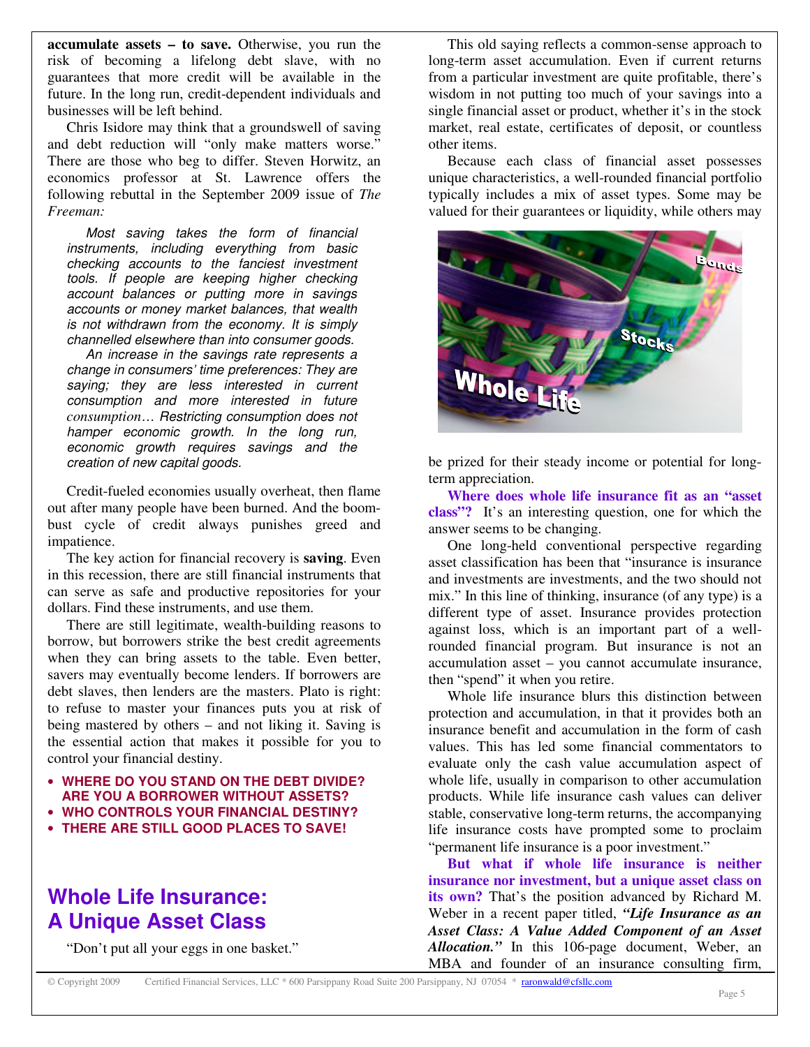**accumulate assets – to save.** Otherwise, you run the risk of becoming a lifelong debt slave, with no guarantees that more credit will be available in the future. In the long run, credit-dependent individuals and businesses will be left behind.

Chris Isidore may think that a groundswell of saving and debt reduction will "only make matters worse." There are those who beg to differ. Steven Horwitz, an economics professor at St. Lawrence offers the following rebuttal in the September 2009 issue of *The Freeman:*

> *Most saving takes the form of financial instruments, including everything from basic checking accounts to the fanciest investment tools. If people are keeping higher checking account balances or putting more in savings accounts or money market balances, that wealth is not withdrawn from the economy. It is simply channelled elsewhere than into consumer goods.*
>
> *An increase in the savings rate represents a change in consumers' time preferences: They are saying; they are less interested in current consumption and more interested in future consumption… Restricting consumption does not hamper economic growth. In the long run, economic growth requires savings and the creation of new capital goods.*

Credit-fueled economies usually overheat, then flame out after many people have been burned. And the boom-bust cycle of credit always punishes greed and impatience.

The key action for financial recovery is **saving**. Even in this recession, there are still financial instruments that can serve as safe and productive repositories for your dollars. Find these instruments, and use them.

There are still legitimate, wealth-building reasons to borrow, but borrowers strike the best credit agreements when they can bring assets to the table. Even better, savers may eventually become lenders. If borrowers are debt slaves, then lenders are the masters. Plato is right: to refuse to master your finances puts you at risk of being mastered by others – and not liking it. Saving is the essential action that makes it possible for you to control your financial destiny.

- **WHERE DO YOU STAND ON THE DEBT DIVIDE? ARE YOU A BORROWER WITHOUT ASSETS?**
- **WHO CONTROLS YOUR FINANCIAL DESTINY?**
- **THERE ARE STILL GOOD PLACES TO SAVE!**

## Whole Life Insurance: A Unique Asset Class

"Don't put all your eggs in one basket."

This old saying reflects a common-sense approach to long-term asset accumulation. Even if current returns from a particular investment are quite profitable, there's wisdom in not putting too much of your savings into a single financial asset or product, whether it's in the stock market, real estate, certificates of deposit, or countless other items.

Because each class of financial asset possesses unique characteristics, a well-rounded financial portfolio typically includes a mix of asset types. Some may be valued for their guarantees or liquidity, while others may be prized for their steady income or potential for long-term appreciation.

**Where does whole life insurance fit as an "asset class"?** It's an interesting question, one for which the answer seems to be changing.

One long-held conventional perspective regarding asset classification has been that "insurance is insurance and investments are investments, and the two should not mix." In this line of thinking, insurance (of any type) is a different type of asset. Insurance provides protection against loss, which is an important part of a well-rounded financial program. But insurance is not an accumulation asset – you cannot accumulate insurance, then "spend" it when you retire.

Whole life insurance blurs this distinction between protection and accumulation, in that it provides both an insurance benefit and accumulation in the form of cash values. This has led some financial commentators to evaluate only the cash value accumulation aspect of whole life, usually in comparison to other accumulation products. While life insurance cash values can deliver stable, conservative long-term returns, the accompanying life insurance costs have prompted some to proclaim "permanent life insurance is a poor investment."

**But what if whole life insurance is neither insurance nor investment, but a unique asset class on its own?** That's the position advanced by Richard M. Weber in a recent paper titled, ***"Life Insurance as an Asset Class: A Value Added Component of an Asset Allocation."*** In this 106-page document, Weber, an MBA and founder of an insurance consulting firm,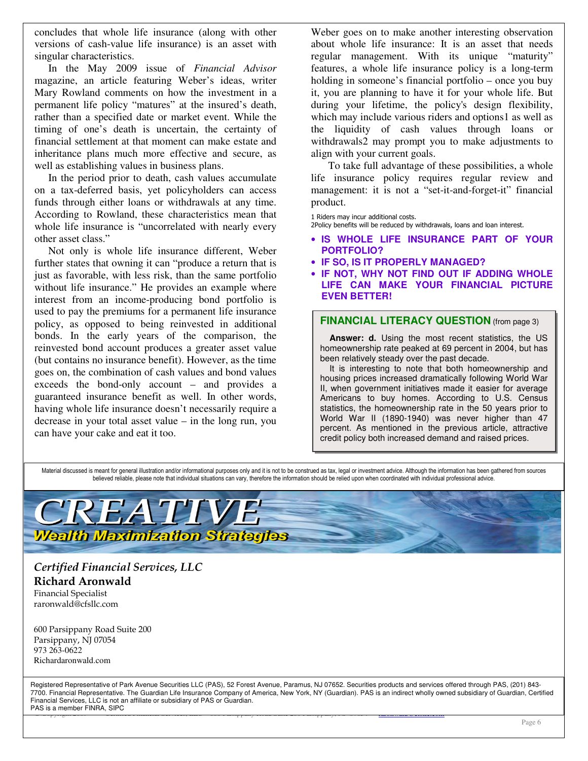concludes that whole life insurance (along with other versions of cash-value life insurance) is an asset with singular characteristics.

In the May 2009 issue of *Financial Advisor* magazine, an article featuring Weber's ideas, writer Mary Rowland comments on how the investment in a permanent life policy "matures" at the insured's death, rather than a specified date or market event. While the timing of one's death is uncertain, the certainty of financial settlement at that moment can make estate and inheritance plans much more effective and secure, as well as establishing values in business plans.

In the period prior to death, cash values accumulate on a tax-deferred basis, yet policyholders can access funds through either loans or withdrawals at any time. According to Rowland, these characteristics mean that whole life insurance is "uncorrelated with nearly every other asset class."

Not only is whole life insurance different, Weber further states that owning it can "produce a return that is just as favorable, with less risk, than the same portfolio without life insurance." He provides an example where interest from an income-producing bond portfolio is used to pay the premiums for a permanent life insurance policy, as opposed to being reinvested in additional bonds. In the early years of the comparison, the reinvested bond account produces a greater asset value (but contains no insurance benefit). However, as the time goes on, the combination of cash values and bond values exceeds the bond-only account – and provides a guaranteed insurance benefit as well. In other words, having whole life insurance doesn't necessarily require a decrease in your total asset value – in the long run, you can have your cake and eat it too.

Weber goes on to make another interesting observation about whole life insurance: It is an asset that needs regular management. With its unique "maturity" features, a whole life insurance policy is a long-term holding in someone's financial portfolio – once you buy it, you are planning to have it for your whole life. But during your lifetime, the policy's design flexibility, which may include various riders and options1 as well as the liquidity of cash values through loans or withdrawals2 may prompt you to make adjustments to align with your current goals.

To take full advantage of these possibilities, a whole life insurance policy requires regular review and management: it is not a "set-it-and-forget-it" financial product.

1 Riders may incur additional costs.
2Policy benefits will be reduced by withdrawals, loans and loan interest.

- **IS WHOLE LIFE INSURANCE PART OF YOUR PORTFOLIO?**
- **IF SO, IS IT PROPERLY MANAGED?**
- **IF NOT, WHY NOT FIND OUT IF ADDING WHOLE LIFE CAN MAKE YOUR FINANCIAL PICTURE EVEN BETTER!**

## FINANCIAL LITERACY QUESTION (from page 3)

**Answer: d.** Using the most recent statistics, the US homeownership rate peaked at 69 percent in 2004, but has been relatively steady over the past decade.

It is interesting to note that both homeownership and housing prices increased dramatically following World War II, when government initiatives made it easier for average Americans to buy homes. According to U.S. Census statistics, the homeownership rate in the 50 years prior to World War II (1890-1940) was never higher than 47 percent. As mentioned in the previous article, attractive credit policy both increased demand and raised prices.

Material discussed is meant for general illustration and/or informational purposes only and it is not to be construed as tax, legal or investment advice. Although the information has been gathered from sources believed reliable, please note that individual situations can vary, therefore the information should be relied upon when coordinated with individual professional advice.

# CREATIVE
## Wealth Maximization Strategies

*Certified Financial Services, LLC*
**Richard Aronwald**
Financial Specialist
raronwald@cfsllc.com

600 Parsippany Road Suite 200
Parsippany, NJ 07054
973 263-0622
Richardaronwald.com

Registered Representative of Park Avenue Securities LLC (PAS), 52 Forest Avenue, Paramus, NJ 07652. Securities products and services offered through PAS, (201) 843-7700. Financial Representative. The Guardian Life Insurance Company of America, New York, NY (Guardian). PAS is an indirect wholly owned subsidiary of Guardian, Certified Financial Services, LLC is not an affiliate or subsidiary of PAS or Guardian.
PAS is a member FINRA, SIPC